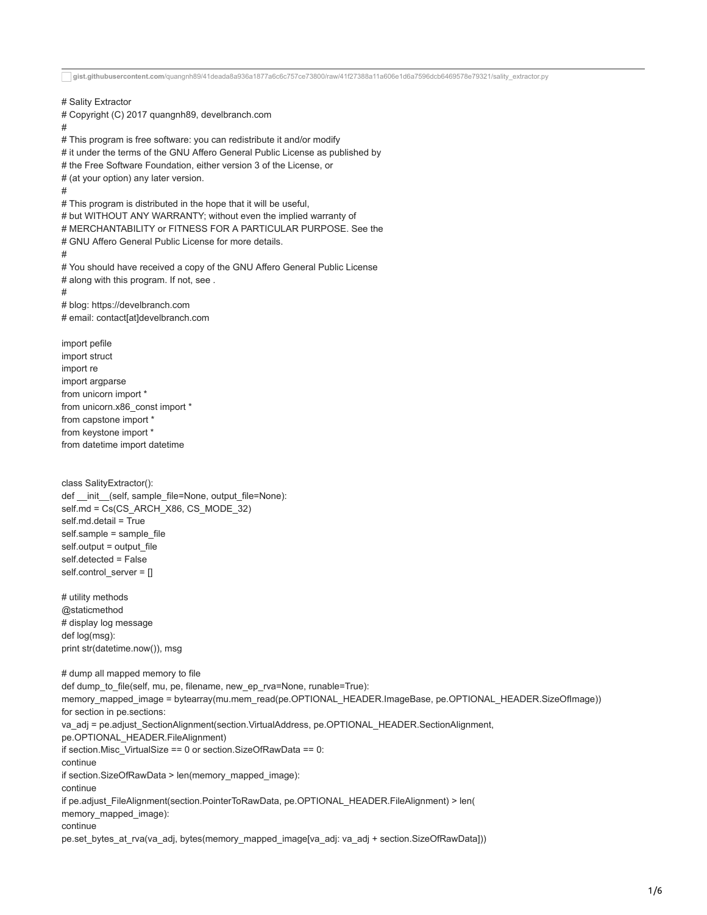gist.githubusercontent.com/quangnh89/41deada8a936a1877a6c6c757ce73800/raw/41f27388a11a606e1d6a7596dcb6469578e79321/sality_extractor.py

```
# Sality Extractor
# Copyright (C) 2017 quangnh89, develbranch.com
#
# This program is free software: you can redistribute it and/or modify
# it under the terms of the GNU Affero General Public License as published by
# the Free Software Foundation, either version 3 of the License, or
# (at your option) any later version.
#
# This program is distributed in the hope that it will be useful,
# but WITHOUT ANY WARRANTY; without even the implied warranty of
# MERCHANTABILITY or FITNESS FOR A PARTICULAR PURPOSE. See the
# GNU Affero General Public License for more details.
#
# You should have received a copy of the GNU Affero General Public License
# along with this program. If not, see .
#
# blog: https://develbranch.com
# email: contact[at]develbranch.com

import pefile
import struct
import re
import argparse
from unicorn import *
from unicorn.x86_const import *
from capstone import *
from keystone import *
from datetime import datetime


class SalityExtractor():
def __init__(self, sample_file=None, output_file=None):
self.md = Cs(CS_ARCH_X86, CS_MODE_32)
self.md.detail = True
self.sample = sample_file
self.output = output_file
self.detected = False
self.control_server = []

# utility methods
@staticmethod
# display log message
def log(msg):
print str(datetime.now()), msg

# dump all mapped memory to file
def dump_to_file(self, mu, pe, filename, new_ep_rva=None, runable=True):
memory_mapped_image = bytearray(mu.mem_read(pe.OPTIONAL_HEADER.ImageBase, pe.OPTIONAL_HEADER.SizeOfImage))
for section in pe.sections:
va_adj = pe.adjust_SectionAlignment(section.VirtualAddress, pe.OPTIONAL_HEADER.SectionAlignment,
pe.OPTIONAL_HEADER.FileAlignment)
if section.Misc_VirtualSize == 0 or section.SizeOfRawData == 0:
continue
if section.SizeOfRawData > len(memory_mapped_image):
continue
if pe.adjust_FileAlignment(section.PointerToRawData, pe.OPTIONAL_HEADER.FileAlignment) > len(
memory_mapped_image):
continue
pe.set_bytes_at_rva(va_adj, bytes(memory_mapped_image[va_adj: va_adj + section.SizeOfRawData]))
```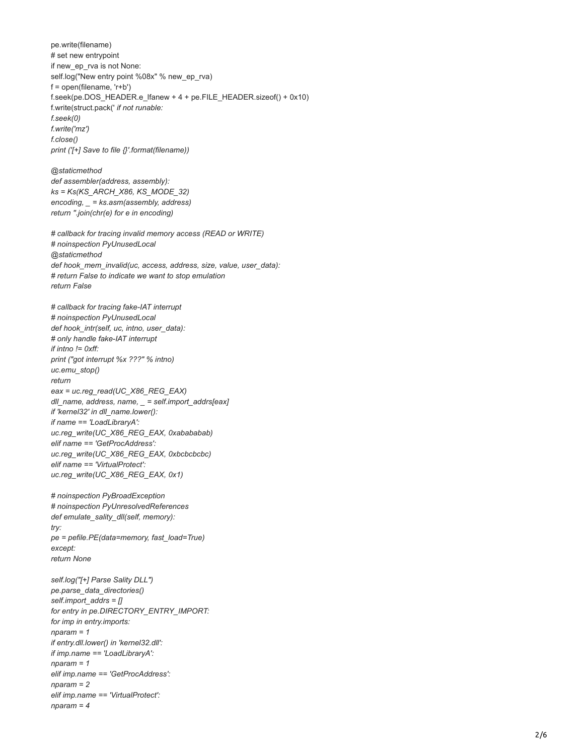```
pe.write(filename)
# set new entrypoint
if new_ep_rva is not None:
self.log("New entry point %08x" % new_ep_rva)
f = open(filename, 'r+b')
f.seek(pe.DOS_HEADER.e_lfanew + 4 + pe.FILE_HEADER.sizeof() + 0x10)
f.write(struct.pack(' if not runable:
f.seek(0)
f.write('mz')
f.close()
print ('[+] Save to file {}'.format(filename))

@staticmethod
def assembler(address, assembly):
ks = Ks(KS_ARCH_X86, KS_MODE_32)
encoding, _ = ks.asm(assembly, address)
return ''.join(chr(e) for e in encoding)

# callback for tracing invalid memory access (READ or WRITE)
# noinspection PyUnusedLocal
@staticmethod
def hook_mem_invalid(uc, access, address, size, value, user_data):
# return False to indicate we want to stop emulation
return False

# callback for tracing fake-IAT interrupt
# noinspection PyUnusedLocal
def hook_intr(self, uc, intno, user_data):
# only handle fake-IAT interrupt
if intno != 0xff:
print ("got interrupt %x ???" % intno)
uc.emu_stop()
return
eax = uc.reg_read(UC_X86_REG_EAX)
dll_name, address, name, _ = self.import_addrs[eax]
if 'kernel32' in dll_name.lower():
if name == 'LoadLibraryA':
uc.reg_write(UC_X86_REG_EAX, 0xabababab)
elif name == 'GetProcAddress':
uc.reg_write(UC_X86_REG_EAX, 0xbcbcbcbc)
elif name == 'VirtualProtect':
uc.reg_write(UC_X86_REG_EAX, 0x1)

# noinspection PyBroadException
# noinspection PyUnresolvedReferences
def emulate_sality_dll(self, memory):
try:
pe = pefile.PE(data=memory, fast_load=True)
except:
return None

self.log("[+] Parse Sality DLL")
pe.parse_data_directories()
self.import_addrs = []
for entry in pe.DIRECTORY_ENTRY_IMPORT:
for imp in entry.imports:
nparam = 1
if entry.dll.lower() in 'kernel32.dll':
if imp.name == 'LoadLibraryA':
nparam = 1
elif imp.name == 'GetProcAddress':
nparam = 2
elif imp.name == 'VirtualProtect':
nparam = 4
```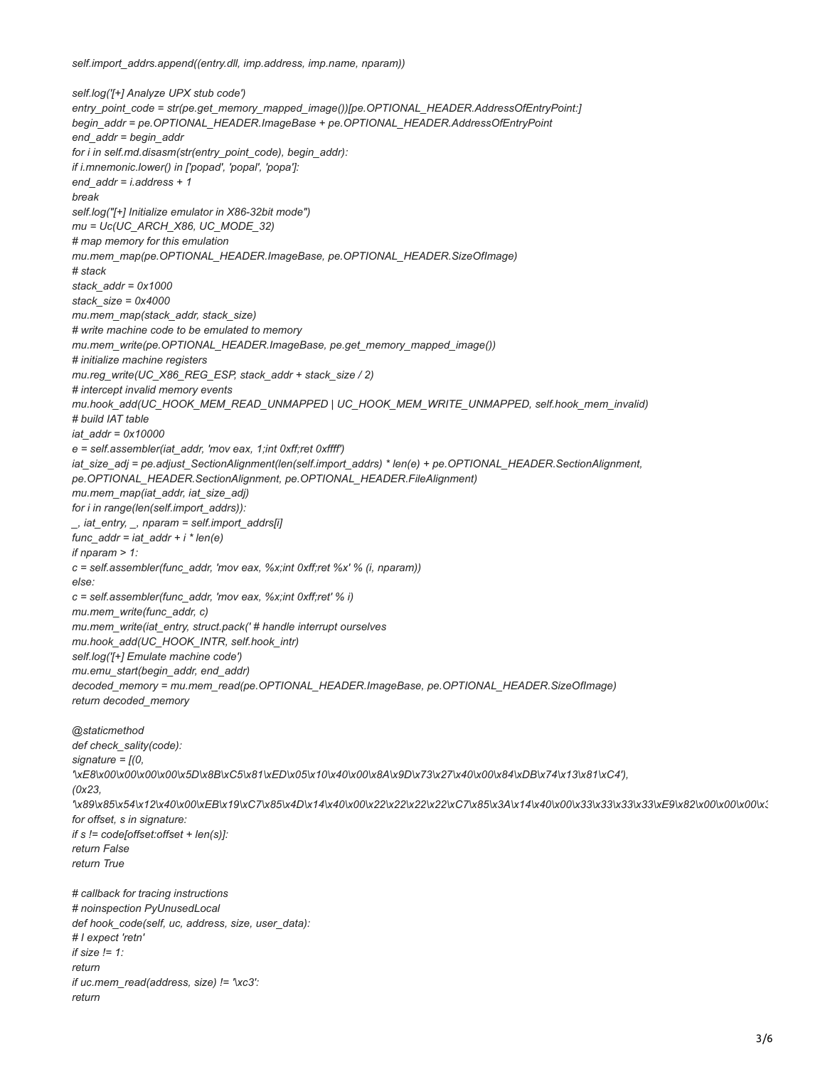```
self.import_addrs.append((entry.dll, imp.address, imp.name, nparam))

self.log('[+] Analyze UPX stub code')
entry_point_code = str(pe.get_memory_mapped_image())[pe.OPTIONAL_HEADER.AddressOfEntryPoint:]
begin_addr = pe.OPTIONAL_HEADER.ImageBase + pe.OPTIONAL_HEADER.AddressOfEntryPoint
end_addr = begin_addr
for i in self.md.disasm(str(entry_point_code), begin_addr):
if i.mnemonic.lower() in ['popad', 'popal', 'popa']:
end_addr = i.address + 1
break
self.log("[+] Initialize emulator in X86-32bit mode")
mu = Uc(UC_ARCH_X86, UC_MODE_32)
# map memory for this emulation
mu.mem_map(pe.OPTIONAL_HEADER.ImageBase, pe.OPTIONAL_HEADER.SizeOfImage)
# stack
stack_addr = 0x1000
stack_size = 0x4000
mu.mem_map(stack_addr, stack_size)
# write machine code to be emulated to memory
mu.mem_write(pe.OPTIONAL_HEADER.ImageBase, pe.get_memory_mapped_image())
# initialize machine registers
mu.reg_write(UC_X86_REG_ESP, stack_addr + stack_size / 2)
# intercept invalid memory events
mu.hook_add(UC_HOOK_MEM_READ_UNMAPPED | UC_HOOK_MEM_WRITE_UNMAPPED, self.hook_mem_invalid)
# build IAT table
iat_addr = 0x10000
e = self.assembler(iat_addr, 'mov eax, 1;int 0xff;ret 0xffff')
iat_size_adj = pe.adjust_SectionAlignment(len(self.import_addrs) * len(e) + pe.OPTIONAL_HEADER.SectionAlignment,
pe.OPTIONAL_HEADER.SectionAlignment, pe.OPTIONAL_HEADER.FileAlignment)
mu.mem_map(iat_addr, iat_size_adj)
for i in range(len(self.import_addrs)):
_, iat_entry, _, nparam = self.import_addrs[i]
func_addr = iat_addr + i * len(e)
if nparam > 1:
c = self.assembler(func_addr, 'mov eax, %x;int 0xff;ret %x' % (i, nparam))
else:
c = self.assembler(func_addr, 'mov eax, %x;int 0xff;ret' % i)
mu.mem_write(func_addr, c)
mu.mem_write(iat_entry, struct.pack(' # handle interrupt ourselves
mu.hook_add(UC_HOOK_INTR, self.hook_intr)
self.log('[+] Emulate machine code')
mu.emu_start(begin_addr, end_addr)
decoded_memory = mu.mem_read(pe.OPTIONAL_HEADER.ImageBase, pe.OPTIONAL_HEADER.SizeOfImage)
return decoded_memory

@staticmethod
def check_sality(code):
signature = [(0,
'\xE8\x00\x00\x00\x00\x5D\x8B\xC5\x81\xED\x05\x10\x40\x00\x8A\x9D\x73\x27\x40\x00\x84\xDB\x74\x13\x81\xC4'),
(0x23,
'\x89\x85\x54\x12\x40\x00\xEB\x19\xC7\x85\x4D\x14\x40\x00\x22\x22\x22\x22\xC7\x85\x3A\x14\x40\x00\x33\x33\x33\x33\xE9\x82\x00\x00\x00\x3
for offset, s in signature:
if s != code[offset:offset + len(s)]:
return False
return True

# callback for tracing instructions
# noinspection PyUnusedLocal
def hook_code(self, uc, address, size, user_data):
# I expect 'retn'
if size != 1:
return
if uc.mem_read(address, size) != '\xc3':
return
```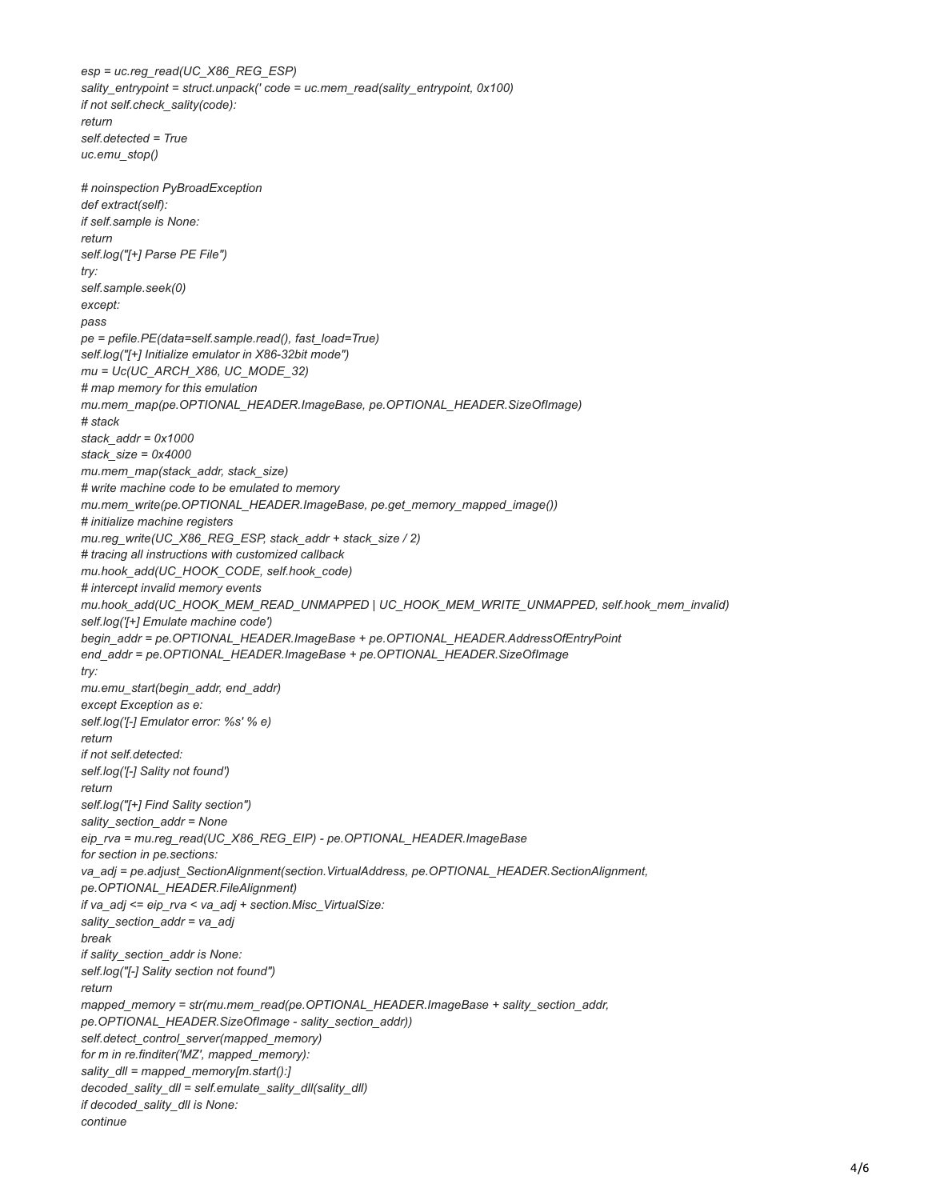```
esp = uc.reg_read(UC_X86_REG_ESP)
sality_entrypoint = struct.unpack(' code = uc.mem_read(sality_entrypoint, 0x100)
if not self.check_sality(code):
return
self.detected = True
uc.emu_stop()

# noinspection PyBroadException
def extract(self):
if self.sample is None:
return
self.log("[+] Parse PE File")
try:
self.sample.seek(0)
except:
pass
pe = pefile.PE(data=self.sample.read(), fast_load=True)
self.log("[+] Initialize emulator in X86-32bit mode")
mu = Uc(UC_ARCH_X86, UC_MODE_32)
# map memory for this emulation
mu.mem_map(pe.OPTIONAL_HEADER.ImageBase, pe.OPTIONAL_HEADER.SizeOfImage)
# stack
stack_addr = 0x1000
stack_size = 0x4000
mu.mem_map(stack_addr, stack_size)
# write machine code to be emulated to memory
mu.mem_write(pe.OPTIONAL_HEADER.ImageBase, pe.get_memory_mapped_image())
# initialize machine registers
mu.reg_write(UC_X86_REG_ESP, stack_addr + stack_size / 2)
# tracing all instructions with customized callback
mu.hook_add(UC_HOOK_CODE, self.hook_code)
# intercept invalid memory events
mu.hook_add(UC_HOOK_MEM_READ_UNMAPPED | UC_HOOK_MEM_WRITE_UNMAPPED, self.hook_mem_invalid)
self.log('[+] Emulate machine code')
begin_addr = pe.OPTIONAL_HEADER.ImageBase + pe.OPTIONAL_HEADER.AddressOfEntryPoint
end_addr = pe.OPTIONAL_HEADER.ImageBase + pe.OPTIONAL_HEADER.SizeOfImage
try:
mu.emu_start(begin_addr, end_addr)
except Exception as e:
self.log('[-] Emulator error: %s' % e)
return
if not self.detected:
self.log('[-] Sality not found')
return
self.log("[+] Find Sality section")
sality_section_addr = None
eip_rva = mu.reg_read(UC_X86_REG_EIP) - pe.OPTIONAL_HEADER.ImageBase
for section in pe.sections:
va_adj = pe.adjust_SectionAlignment(section.VirtualAddress, pe.OPTIONAL_HEADER.SectionAlignment,
pe.OPTIONAL_HEADER.FileAlignment)
if va_adj <= eip_rva < va_adj + section.Misc_VirtualSize:
sality_section_addr = va_adj
break
if sality_section_addr is None:
self.log("[-] Sality section not found")
return
mapped_memory = str(mu.mem_read(pe.OPTIONAL_HEADER.ImageBase + sality_section_addr,
pe.OPTIONAL_HEADER.SizeOfImage - sality_section_addr))
self.detect_control_server(mapped_memory)
for m in re.finditer('MZ', mapped_memory):
sality_dll = mapped_memory[m.start():]
decoded_sality_dll = self.emulate_sality_dll(sality_dll)
if decoded_sality_dll is None:
continue
```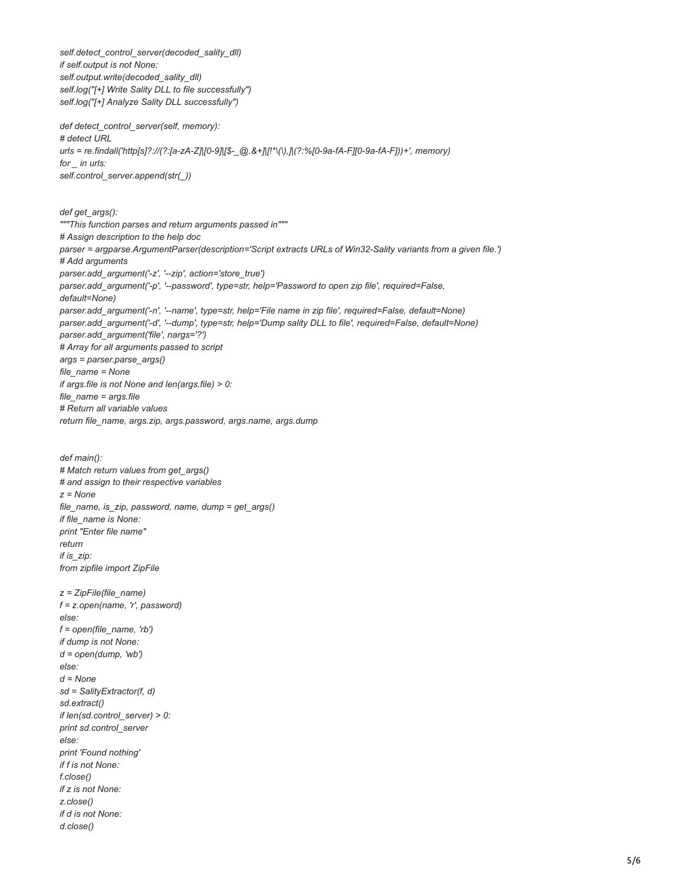```
self.detect_control_server(decoded_sality_dll)
if self.output is not None:
self.output.write(decoded_sality_dll)
self.log("[+] Write Sality DLL to file successfully")
self.log("[+] Analyze Sality DLL successfully")

def detect_control_server(self, memory):
# detect URL
urls = re.findall('http[s]?://(?:[a-zA-Z]|[0-9]|[$-_@.&+]|[!*\(\),]|(?:%[0-9a-fA-F][0-9a-fA-F]))+', memory)
for _ in urls:
self.control_server.append(str(_))


def get_args():
"""This function parses and return arguments passed in"""
# Assign description to the help doc
parser = argparse.ArgumentParser(description='Script extracts URLs of Win32-Sality variants from a given file.')
# Add arguments
parser.add_argument('-z', '--zip', action='store_true')
parser.add_argument('-p', '--password', type=str, help='Password to open zip file', required=False,
default=None)
parser.add_argument('-n', '--name', type=str, help='File name in zip file', required=False, default=None)
parser.add_argument('-d', '--dump', type=str, help='Dump sality DLL to file', required=False, default=None)
parser.add_argument('file', nargs='?')
# Array for all arguments passed to script
args = parser.parse_args()
file_name = None
if args.file is not None and len(args.file) > 0:
file_name = args.file
# Return all variable values
return file_name, args.zip, args.password, args.name, args.dump


def main():
# Match return values from get_args()
# and assign to their respective variables
z = None
file_name, is_zip, password, name, dump = get_args()
if file_name is None:
print "Enter file name"
return
if is_zip:
from zipfile import ZipFile

z = ZipFile(file_name)
f = z.open(name, 'r', password)
else:
f = open(file_name, 'rb')
if dump is not None:
d = open(dump, 'wb')
else:
d = None
sd = SalityExtractor(f, d)
sd.extract()
if len(sd.control_server) > 0:
print sd.control_server
else:
print 'Found nothing'
if f is not None:
f.close()
if z is not None:
z.close()
if d is not None:
d.close()
```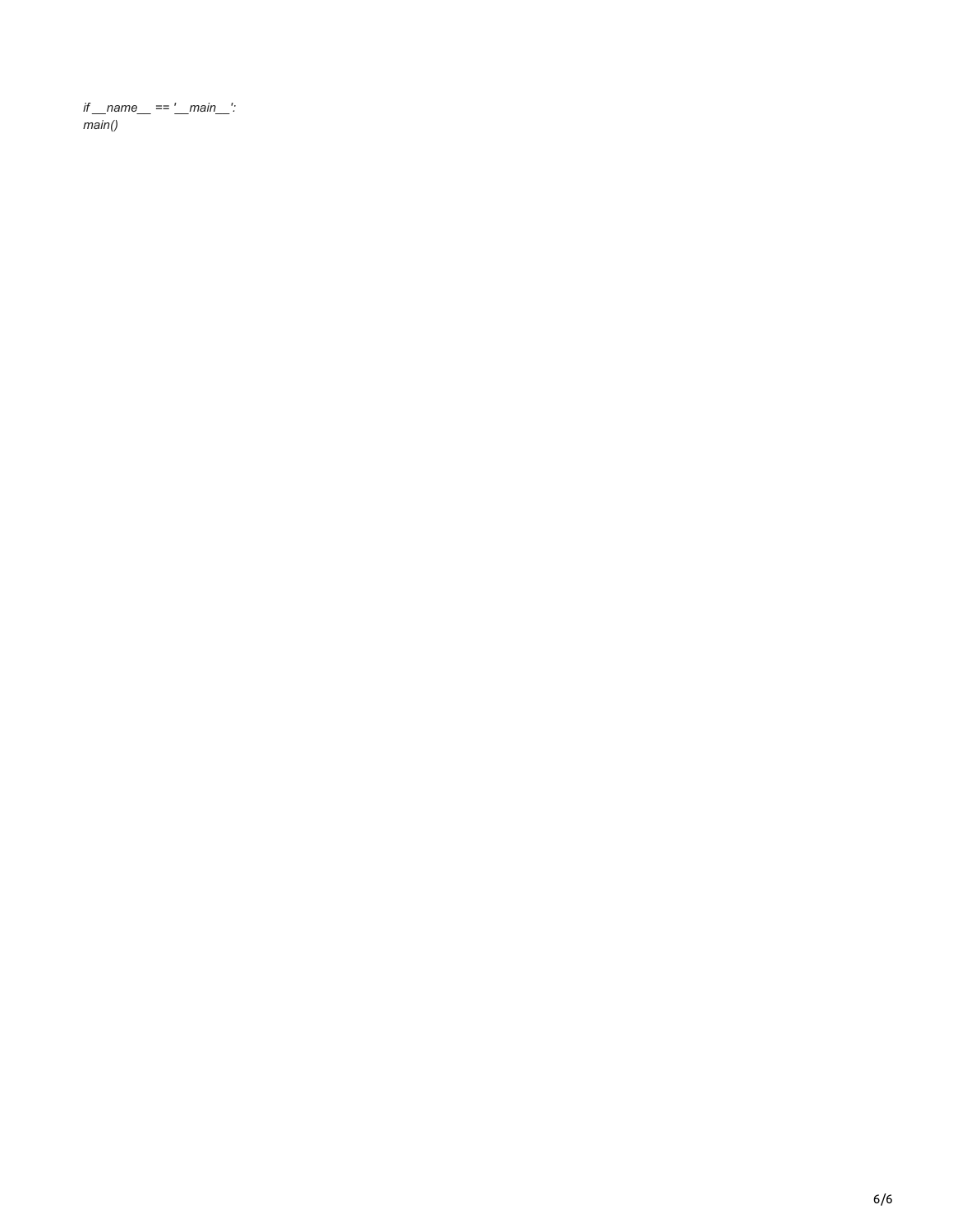*if __name__ == '__main__':*
*main()*